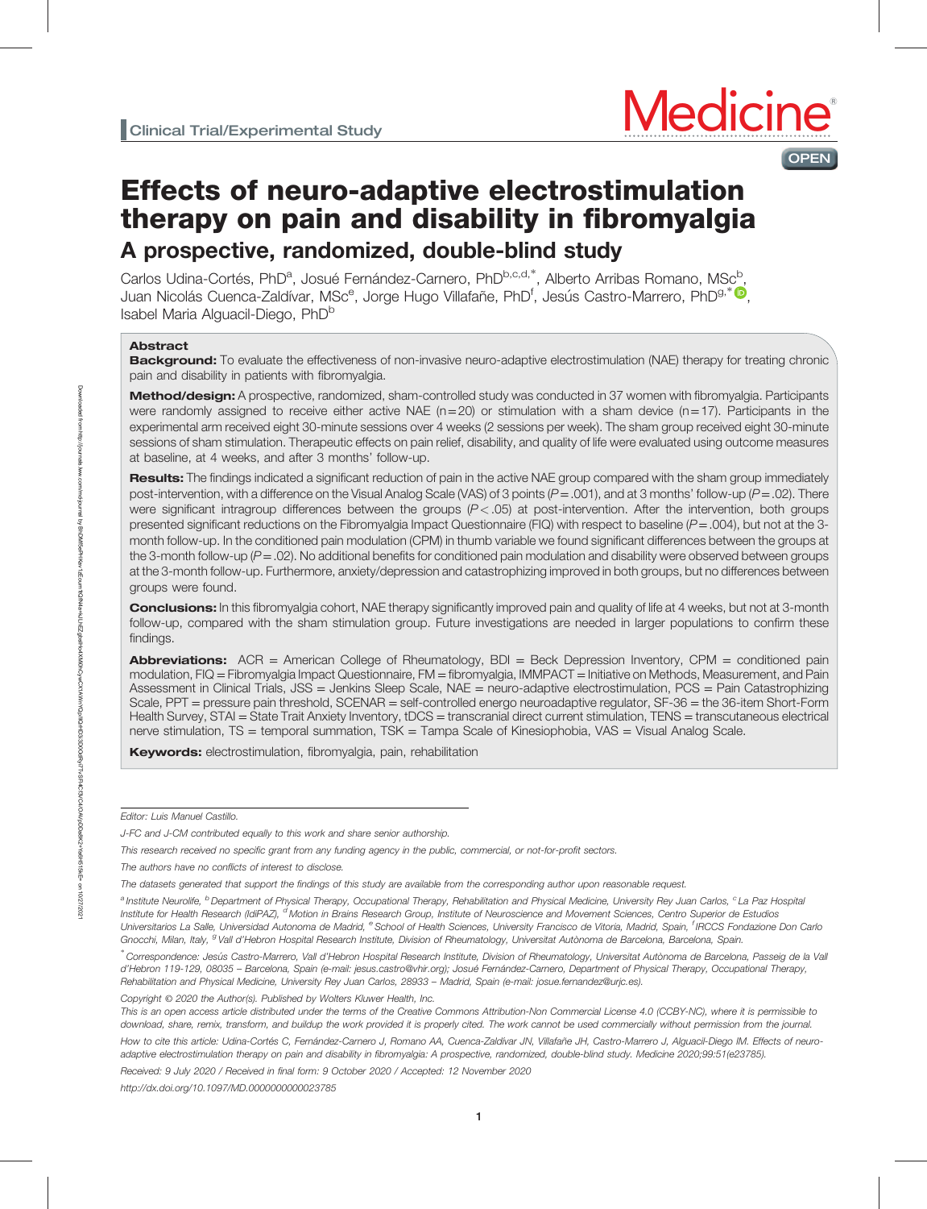Clinical Trial/Experimental Study

# Effects of neuro-adaptive electrostimulation therapy on pain and disability in fibromyalgia

## A prospective, randomized, double-blind study

Carlos Udina-Cortés, PhD[a], Josué Fernández-Carnero, PhD[b,c,d,*], Alberto Arribas Romano, MSc[b], Juan Nicolás Cuenca-Zaldívar, MSc[e], Jorge Hugo Villafañe, PhD[f], Jesús Castro-Marrero, PhD[g,*], Isabel Maria Alguacil-Diego, PhD[b]

### Abstract

**Background:** To evaluate the effectiveness of non-invasive neuro-adaptive electrostimulation (NAE) therapy for treating chronic pain and disability in patients with fibromyalgia.

**Method/design:** A prospective, randomized, sham-controlled study was conducted in 37 women with fibromyalgia. Participants were randomly assigned to receive either active NAE (n=20) or stimulation with a sham device (n=17). Participants in the experimental arm received eight 30-minute sessions over 4 weeks (2 sessions per week). The sham group received eight 30-minute sessions of sham stimulation. Therapeutic effects on pain relief, disability, and quality of life were evaluated using outcome measures at baseline, at 4 weeks, and after 3 months' follow-up.

**Results:** The findings indicated a significant reduction of pain in the active NAE group compared with the sham group immediately post-intervention, with a difference on the Visual Analog Scale (VAS) of 3 points ($P=.001$), and at 3 months' follow-up ($P=.02$). There were significant intragroup differences between the groups ($P<.05$) at post-intervention. After the intervention, both groups presented significant reductions on the Fibromyalgia Impact Questionnaire (FIQ) with respect to baseline ($P=.004$), but not at the 3-month follow-up. In the conditioned pain modulation (CPM) in thumb variable we found significant differences between the groups at the 3-month follow-up ($P=.02$). No additional benefits for conditioned pain modulation and disability were observed between groups at the 3-month follow-up. Furthermore, anxiety/depression and catastrophizing improved in both groups, but no differences between groups were found.

**Conclusions:** In this fibromyalgia cohort, NAE therapy significantly improved pain and quality of life at 4 weeks, but not at 3-month follow-up, compared with the sham stimulation group. Future investigations are needed in larger populations to confirm these findings.

**Abbreviations:** ACR = American College of Rheumatology, BDI = Beck Depression Inventory, CPM = conditioned pain modulation, FIQ = Fibromyalgia Impact Questionnaire, FM = fibromyalgia, IMMPACT = Initiative on Methods, Measurement, and Pain Assessment in Clinical Trials, JSS = Jenkins Sleep Scale, NAE = neuro-adaptive electrostimulation, PCS = Pain Catastrophizing Scale, PPT = pressure pain threshold, SCENAR = self-controlled energo neuroadaptive regulator, SF-36 = the 36-item Short-Form Health Survey, STAI = State Trait Anxiety Inventory, tDCS = transcranial direct current stimulation, TENS = transcutaneous electrical nerve stimulation, TS = temporal summation, TSK = Tampa Scale of Kinesiophobia, VAS = Visual Analog Scale.

**Keywords:** electrostimulation, fibromyalgia, pain, rehabilitation

---

*Editor: Luis Manuel Castillo.*

*J-FC and J-CM contributed equally to this work and share senior authorship.*

*This research received no specific grant from any funding agency in the public, commercial, or not-for-profit sectors.*

*The authors have no conflicts of interest to disclose.*

*The datasets generated that support the findings of this study are available from the corresponding author upon reasonable request.*

*[a] Institute Neurolife, [b] Department of Physical Therapy, Occupational Therapy, Rehabilitation and Physical Medicine, University Rey Juan Carlos, [c] La Paz Hospital Institute for Health Research (IdiPAZ), [d] Motion in Brains Research Group, Institute of Neuroscience and Movement Sciences, Centro Superior de Estudios Universitarios La Salle, Universidad Autonoma de Madrid, [e] School of Health Sciences, University Francisco de Vitoria, Madrid, Spain, [f] IRCCS Fondazione Don Carlo Gnocchi, Milan, Italy, [g] Vall d'Hebron Hospital Research Institute, Division of Rheumatology, Universitat Autònoma de Barcelona, Barcelona, Spain.*

*\* Correspondence: Jesús Castro-Marrero, Vall d'Hebron Hospital Research Institute, Division of Rheumatology, Universitat Autònoma de Barcelona, Passeig de la Vall d'Hebron 119-129, 08035 – Barcelona, Spain (e-mail: jesus.castro@vhir.org); Josué Fernández-Carnero, Department of Physical Therapy, Occupational Therapy, Rehabilitation and Physical Medicine, University Rey Juan Carlos, 28933 – Madrid, Spain (e-mail: josue.fernandez@urjc.es).*

Copyright © 2020 the Author(s). Published by Wolters Kluwer Health, Inc.

*This is an open access article distributed under the terms of the Creative Commons Attribution-Non Commercial License 4.0 (CCBY-NC), where it is permissible to download, share, remix, transform, and buildup the work provided it is properly cited. The work cannot be used commercially without permission from the journal.*

*How to cite this article: Udina-Cortés C, Fernández-Carnero J, Romano AA, Cuenca-Zaldívar JN, Villafañe JH, Castro-Marrero J, Alguacil-Diego IM. Effects of neuro-adaptive electrostimulation therapy on pain and disability in fibromyalgia: A prospective, randomized, double-blind study. Medicine 2020;99:51(e23785).*

*Received: 9 July 2020 / Received in final form: 9 October 2020 / Accepted: 12 November 2020*

*http://dx.doi.org/10.1097/MD.0000000000023785*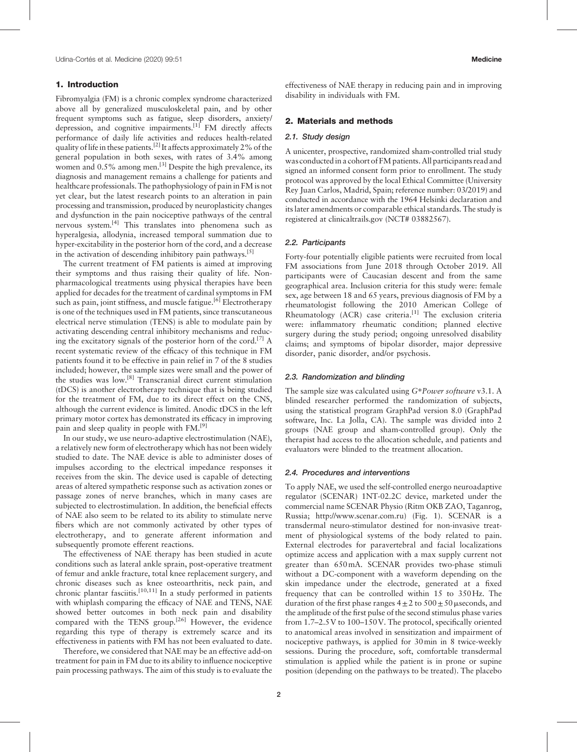## 1. Introduction

Fibromyalgia (FM) is a chronic complex syndrome characterized above all by generalized musculoskeletal pain, and by other frequent symptoms such as fatigue, sleep disorders, anxiety/depression, and cognitive impairments.[1] FM directly affects performance of daily life activities and reduces health-related quality of life in these patients.[2] It affects approximately 2% of the general population in both sexes, with rates of 3.4% among women and 0.5% among men.[3] Despite the high prevalence, its diagnosis and management remains a challenge for patients and healthcare professionals. The pathophysiology of pain in FM is not yet clear, but the latest research points to an alteration in pain processing and transmission, produced by neuroplasticity changes and dysfunction in the pain nociceptive pathways of the central nervous system.[4] This translates into phenomena such as hyperalgesia, allodynia, increased temporal summation due to hyper-excitability in the posterior horn of the cord, and a decrease in the activation of descending inhibitory pain pathways.[5]

The current treatment of FM patients is aimed at improving their symptoms and thus raising their quality of life. Non-pharmacological treatments using physical therapies have been applied for decades for the treatment of cardinal symptoms in FM such as pain, joint stiffness, and muscle fatigue.[6] Electrotherapy is one of the techniques used in FM patients, since transcutaneous electrical nerve stimulation (TENS) is able to modulate pain by activating descending central inhibitory mechanisms and reducing the excitatory signals of the posterior horn of the cord.[7] A recent systematic review of the efficacy of this technique in FM patients found it to be effective in pain relief in 7 of the 8 studies included; however, the sample sizes were small and the power of the studies was low.[8] Transcranial direct current stimulation (tDCS) is another electrotherapy technique that is being studied for the treatment of FM, due to its direct effect on the CNS, although the current evidence is limited. Anodic tDCS in the left primary motor cortex has demonstrated its efficacy in improving pain and sleep quality in people with FM.[9]

In our study, we use neuro-adaptive electrostimulation (NAE), a relatively new form of electrotherapy which has not been widely studied to date. The NAE device is able to administer doses of impulses according to the electrical impedance responses it receives from the skin. The device used is capable of detecting areas of altered sympathetic response such as activation zones or passage zones of nerve branches, which in many cases are subjected to electrostimulation. In addition, the beneficial effects of NAE also seem to be related to its ability to stimulate nerve fibers which are not commonly activated by other types of electrotherapy, and to generate afferent information and subsequently promote efferent reactions.

The effectiveness of NAE therapy has been studied in acute conditions such as lateral ankle sprain, post-operative treatment of femur and ankle fracture, total knee replacement surgery, and chronic diseases such as knee osteoarthritis, neck pain, and chronic plantar fasciitis.[10,11] In a study performed in patients with whiplash comparing the efficacy of NAE and TENS, NAE showed better outcomes in both neck pain and disability compared with the TENS group.[26] However, the evidence regarding this type of therapy is extremely scarce and its effectiveness in patients with FM has not been evaluated to date.

Therefore, we considered that NAE may be an effective add-on treatment for pain in FM due to its ability to influence nociceptive pain processing pathways. The aim of this study is to evaluate the effectiveness of NAE therapy in reducing pain and in improving disability in individuals with FM.

## 2. Materials and methods

### 2.1. Study design

A unicenter, prospective, randomized sham-controlled trial study was conducted in a cohort of FM patients. All participants read and signed an informed consent form prior to enrollment. The study protocol was approved by the local Ethical Committee (University Rey Juan Carlos, Madrid, Spain; reference number: 03/2019) and conducted in accordance with the 1964 Helsinki declaration and its later amendments or comparable ethical standards. The study is registered at clinicaltrails.gov (NCT# 03882567).

### 2.2. Participants

Forty-four potentially eligible patients were recruited from local FM associations from June 2018 through October 2019. All participants were of Caucasian descent and from the same geographical area. Inclusion criteria for this study were: female sex, age between 18 and 65 years, previous diagnosis of FM by a rheumatologist following the 2010 American College of Rheumatology (ACR) case criteria.[1] The exclusion criteria were: inflammatory rheumatic condition; planned elective surgery during the study period; ongoing unresolved disability claims; and symptoms of bipolar disorder, major depressive disorder, panic disorder, and/or psychosis.

### 2.3. Randomization and blinding

The sample size was calculated using *G\*Power software* v3.1. A blinded researcher performed the randomization of subjects, using the statistical program GraphPad version 8.0 (GraphPad software, Inc. La Jolla, CA). The sample was divided into 2 groups (NAE group and sham-controlled group). Only the therapist had access to the allocation schedule, and patients and evaluators were blinded to the treatment allocation.

### 2.4. Procedures and interventions

To apply NAE, we used the self-controlled energo neuroadaptive regulator (SCENAR) 1NT-02.2C device, marketed under the commercial name SCENAR Physio (Ritm OKB ZAO, Taganrog, Russia; http://www.scenar.com.ru) (Fig. 1). SCENAR is a transdermal neuro-stimulator destined for non-invasive treatment of physiological systems of the body related to pain. External electrodes for paravertebral and facial localizations optimize access and application with a max supply current not greater than 650 mA. SCENAR provides two-phase stimuli without a DC-component with a waveform depending on the skin impedance under the electrode, generated at a fixed frequency that can be controlled within 15 to 350 Hz. The duration of the first phase ranges $4 \pm 2$ to $500 \pm 50$ μseconds, and the amplitude of the first pulse of the second stimulus phase varies from 1.7–2.5 V to 100–150 V. The protocol, specifically oriented to anatomical areas involved in sensitization and impairment of nociceptive pathways, is applied for 30 min in 8 twice-weekly sessions. During the procedure, soft, comfortable transdermal stimulation is applied while the patient is in prone or supine position (depending on the pathways to be treated). The placebo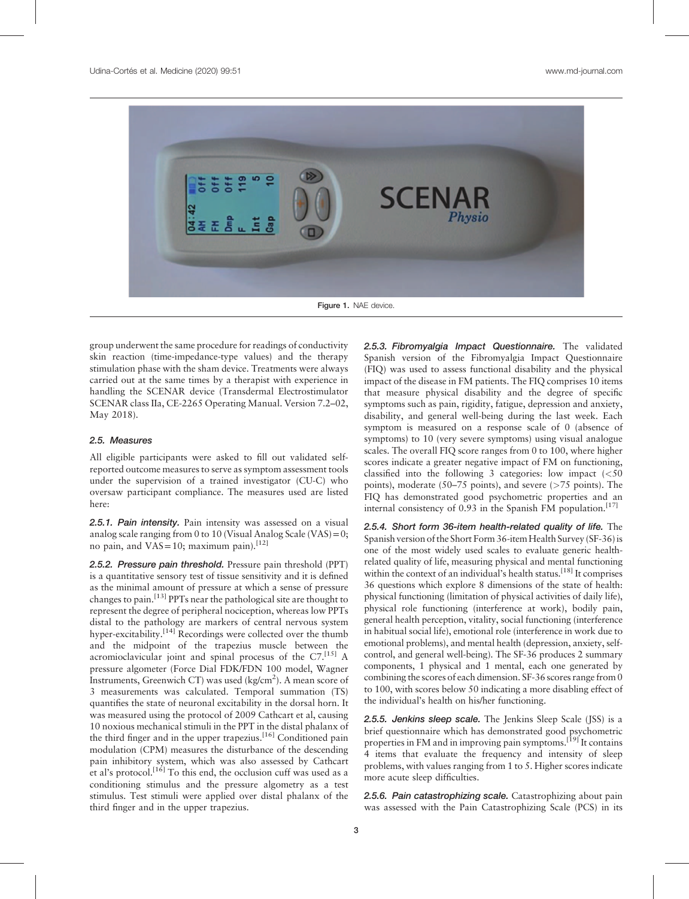Figure 1. NAE device.

group underwent the same procedure for readings of conductivity skin reaction (time-impedance-type values) and the therapy stimulation phase with the sham device. Treatments were always carried out at the same times by a therapist with experience in handling the SCENAR device (Transdermal Electrostimulator SCENAR class IIa, CE-2265 Operating Manual. Version 7.2–02, May 2018).

### 2.5. Measures

All eligible participants were asked to fill out validated self-reported outcome measures to serve as symptom assessment tools under the supervision of a trained investigator (CU-C) who oversaw participant compliance. The measures used are listed here:

***2.5.1. Pain intensity.*** Pain intensity was assessed on a visual analog scale ranging from 0 to 10 (Visual Analog Scale (VAS) = 0; no pain, and VAS = 10; maximum pain).[12]

***2.5.2. Pressure pain threshold.*** Pressure pain threshold (PPT) is a quantitative sensory test of tissue sensitivity and it is defined as the minimal amount of pressure at which a sense of pressure changes to pain.[13] PPTs near the pathological site are thought to represent the degree of peripheral nociception, whereas low PPTs distal to the pathology are markers of central nervous system hyper-excitability.[14] Recordings were collected over the thumb and the midpoint of the trapezius muscle between the acromioclavicular joint and spinal procesus of the C7.[15] A pressure algometer (Force Dial FDK/FDN 100 model, Wagner Instruments, Greenwich CT) was used (kg/cm$^2$). A mean score of 3 measurements was calculated. Temporal summation (TS) quantifies the state of neuronal excitability in the dorsal horn. It was measured using the protocol of 2009 Cathcart et al, causing 10 noxious mechanical stimuli in the PPT in the distal phalanx of the third finger and in the upper trapezius.[16] Conditioned pain modulation (CPM) measures the disturbance of the descending pain inhibitory system, which was also assessed by Cathcart et al's protocol.[16] To this end, the occlusion cuff was used as a conditioning stimulus and the pressure algometry as a test stimulus. Test stimuli were applied over distal phalanx of the third finger and in the upper trapezius.

***2.5.3. Fibromyalgia Impact Questionnaire.*** The validated Spanish version of the Fibromyalgia Impact Questionnaire (FIQ) was used to assess functional disability and the physical impact of the disease in FM patients. The FIQ comprises 10 items that measure physical disability and the degree of specific symptoms such as pain, rigidity, fatigue, depression and anxiety, disability, and general well-being during the last week. Each symptom is measured on a response scale of 0 (absence of symptoms) to 10 (very severe symptoms) using visual analogue scales. The overall FIQ score ranges from 0 to 100, where higher scores indicate a greater negative impact of FM on functioning, classified into the following 3 categories: low impact (<50 points), moderate (50–75 points), and severe (>75 points). The FIQ has demonstrated good psychometric properties and an internal consistency of 0.93 in the Spanish FM population.[17]

***2.5.4. Short form 36-item health-related quality of life.*** The Spanish version of the Short Form 36-item Health Survey (SF-36) is one of the most widely used scales to evaluate generic health-related quality of life, measuring physical and mental functioning within the context of an individual's health status.[18] It comprises 36 questions which explore 8 dimensions of the state of health: physical functioning (limitation of physical activities of daily life), physical role functioning (interference at work), bodily pain, general health perception, vitality, social functioning (interference in habitual social life), emotional role (interference in work due to emotional problems), and mental health (depression, anxiety, self-control, and general well-being). The SF-36 produces 2 summary components, 1 physical and 1 mental, each one generated by combining the scores of each dimension. SF-36 scores range from 0 to 100, with scores below 50 indicating a more disabling effect of the individual's health on his/her functioning.

***2.5.5. Jenkins sleep scale.*** The Jenkins Sleep Scale (JSS) is a brief questionnaire which has demonstrated good psychometric properties in FM and in improving pain symptoms.[19] It contains 4 items that evaluate the frequency and intensity of sleep problems, with values ranging from 1 to 5. Higher scores indicate more acute sleep difficulties.

***2.5.6. Pain catastrophizing scale.*** Catastrophizing about pain was assessed with the Pain Catastrophizing Scale (PCS) in its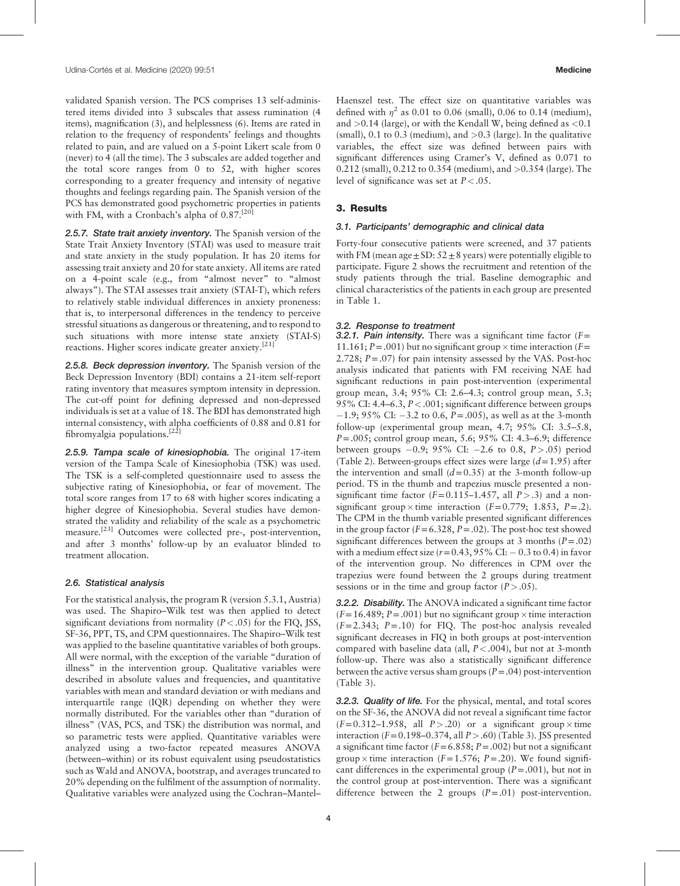validated Spanish version. The PCS comprises 13 self-administered items divided into 3 subscales that assess rumination (4 items), magnification (3), and helplessness (6). Items are rated in relation to the frequency of respondents' feelings and thoughts related to pain, and are valued on a 5-point Likert scale from 0 (never) to 4 (all the time). The 3 subscales are added together and the total score ranges from 0 to 52, with higher scores corresponding to a greater frequency and intensity of negative thoughts and feelings regarding pain. The Spanish version of the PCS has demonstrated good psychometric properties in patients with FM, with a Cronbach's alpha of 0.87.[20]

#### 2.5.7. State trait anxiety inventory.

The Spanish version of the State Trait Anxiety Inventory (STAI) was used to measure trait and state anxiety in the study population. It has 20 items for assessing trait anxiety and 20 for state anxiety. All items are rated on a 4-point scale (e.g., from "almost never" to "almost always"). The STAI assesses trait anxiety (STAI-T), which refers to relatively stable individual differences in anxiety proneness: that is, to interpersonal differences in the tendency to perceive stressful situations as dangerous or threatening, and to respond to such situations with more intense state anxiety (STAI-S) reactions. Higher scores indicate greater anxiety.[21]

#### 2.5.8. Beck depression inventory.

The Spanish version of the Beck Depression Inventory (BDI) contains a 21-item self-report rating inventory that measures symptom intensity in depression. The cut-off point for defining depressed and non-depressed individuals is set at a value of 18. The BDI has demonstrated high internal consistency, with alpha coefficients of 0.88 and 0.81 for fibromyalgia populations.[22]

#### 2.5.9. Tampa scale of kinesiophobia.

The original 17-item version of the Tampa Scale of Kinesiophobia (TSK) was used. The TSK is a self-completed questionnaire used to assess the subjective rating of Kinesiophobia, or fear of movement. The total score ranges from 17 to 68 with higher scores indicating a higher degree of Kinesiophobia. Several studies have demonstrated the validity and reliability of the scale as a psychometric measure.[23] Outcomes were collected pre-, post-intervention, and after 3 months' follow-up by an evaluator blinded to treatment allocation.

### 2.6. Statistical analysis

For the statistical analysis, the program R (version 5.3.1, Austria) was used. The Shapiro–Wilk test was then applied to detect significant deviations from normality ($P<.05$) for the FIQ, JSS, SF-36, PPT, TS, and CPM questionnaires. The Shapiro–Wilk test was applied to the baseline quantitative variables of both groups. All were normal, with the exception of the variable "duration of illness" in the intervention group. Qualitative variables were described in absolute values and frequencies, and quantitative variables with mean and standard deviation or with medians and interquartile range (IQR) depending on whether they were normally distributed. For the variables other than "duration of illness" (VAS, PCS, and TSK) the distribution was normal, and so parametric tests were applied. Quantitative variables were analyzed using a two-factor repeated measures ANOVA (between–within) or its robust equivalent using pseudostatistics such as Wald and ANOVA, bootstrap, and averages truncated to 20% depending on the fulfilment of the assumption of normality. Qualitative variables were analyzed using the Cochran–Mantel–Haenszel test. The effect size on quantitative variables was defined with $\eta^2$ as 0.01 to 0.06 (small), 0.06 to 0.14 (medium), and >0.14 (large), or with the Kendall W, being defined as <0.1 (small), 0.1 to 0.3 (medium), and >0.3 (large). In the qualitative variables, the effect size was defined between pairs with significant differences using Cramer's V, defined as 0.071 to 0.212 (small), 0.212 to 0.354 (medium), and >0.354 (large). The level of significance was set at $P<.05$.

## 3. Results

### 3.1. Participants' demographic and clinical data

Forty-four consecutive patients were screened, and 37 patients with FM (mean age ± SD: 52 ± 8 years) were potentially eligible to participate. Figure 2 shows the recruitment and retention of the study patients through the trial. Baseline demographic and clinical characteristics of the patients in each group are presented in Table 1.

### 3.2. Response to treatment

#### 3.2.1. Pain intensity.

There was a significant time factor ($F=11.161$; $P=.001$) but no significant group × time interaction ($F=2.728$; $P=.07$) for pain intensity assessed by the VAS. Post-hoc analysis indicated that patients with FM receiving NAE had significant reductions in pain post-intervention (experimental group mean, 3.4; 95% CI: 2.6–4.3; control group mean, 5.3; 95% CI: 4.4–6.3, $P<.001$; significant difference between groups −1.9; 95% CI: −3.2 to 0.6, $P=.005$), as well as at the 3-month follow-up (experimental group mean, 4.7; 95% CI: 3.5–5.8, $P=.005$; control group mean, 5.6; 95% CI: 4.3–6.9; difference between groups −0.9; 95% CI: −2.6 to 0.8, $P>.05$) period (Table 2). Between-groups effect sizes were large ($d=1.95$) after the intervention and small ($d=0.35$) at the 3-month follow-up period. TS in the thumb and trapezius muscle presented a non-significant time factor ($F=0.115$–1.457, all $P>.3$) and a non-significant group × time interaction ($F=0.779$; 1.853, $P=.2$). The CPM in the thumb variable presented significant differences in the group factor ($F=6.328$, $P=.02$). The post-hoc test showed significant differences between the groups at 3 months ($P=.02$) with a medium effect size ($r=0.43$, 95% CI: − 0.3 to 0.4) in favor of the intervention group. No differences in CPM over the trapezius were found between the 2 groups during treatment sessions or in the time and group factor ($P>.05$).

#### 3.2.2. Disability.

The ANOVA indicated a significant time factor ($F=16.489$; $P=.001$) but no significant group × time interaction ($F=2.343$; $P=.10$) for FIQ. The post-hoc analysis revealed significant decreases in FIQ in both groups at post-intervention compared with baseline data (all, $P<.004$), but not at 3-month follow-up. There was also a statistically significant difference between the active versus sham groups ($P=.04$) post-intervention (Table 3).

#### 3.2.3. Quality of life.

For the physical, mental, and total scores on the SF-36, the ANOVA did not reveal a significant time factor ($F=0.312$–1.958, all $P>.20$) or a significant group × time interaction ($F=0.198$–0.374, all $P>.60$) (Table 3). JSS presented a significant time factor ($F=6.858$; $P=.002$) but not a significant group × time interaction ($F=1.576$; $P=.20$). We found significant differences in the experimental group ($P=.001$), but not in the control group at post-intervention. There was a significant difference between the 2 groups ($P=.01$) post-intervention.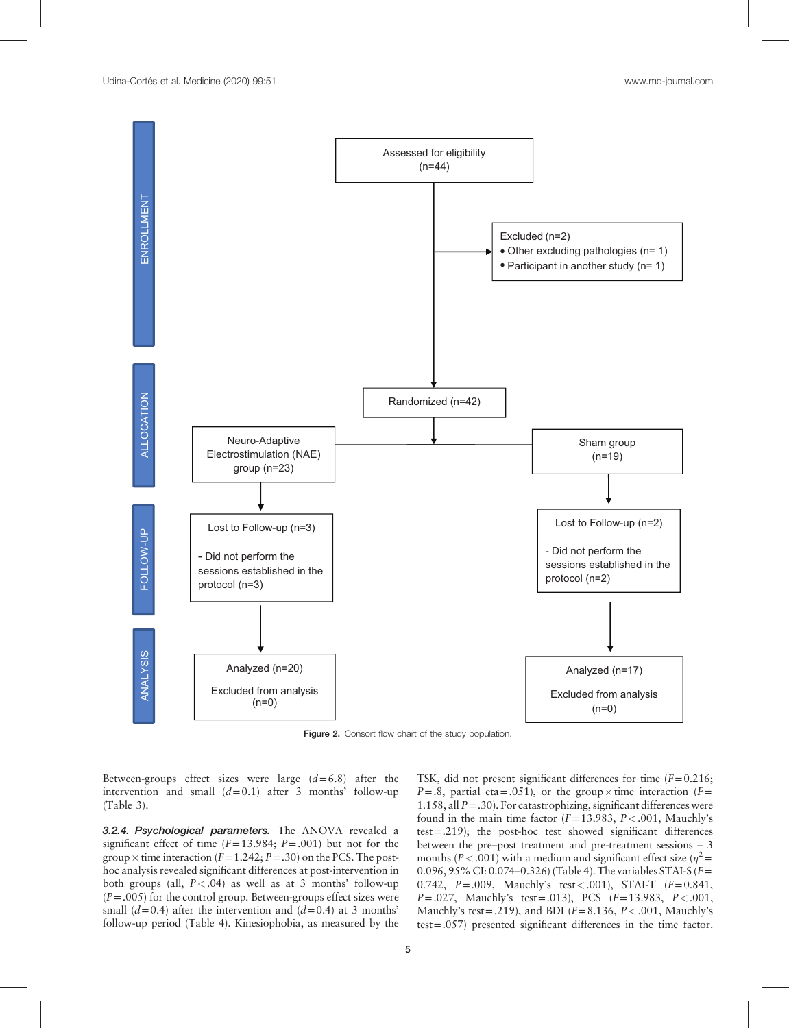Figure 2. Consort flow chart of the study population.

Between-groups effect sizes were large ($d=6.8$) after the intervention and small ($d=0.1$) after 3 months' follow-up (Table 3).

#### 3.2.4. Psychological parameters.

The ANOVA revealed a significant effect of time ($F=13.984$; $P=.001$) but not for the group × time interaction ($F=1.242$; $P=.30$) on the PCS. The post-hoc analysis revealed significant differences at post-intervention in both groups (all, $P<.04$) as well as at 3 months' follow-up ($P=.005$) for the control group. Between-groups effect sizes were small ($d=0.4$) after the intervention and ($d=0.4$) at 3 months' follow-up period (Table 4). Kinesiophobia, as measured by the TSK, did not present significant differences for time ($F=0.216$; $P=.8$, partial eta $=.051$), or the group × time interaction ($F=1.158$, all $P=.30$). For catastrophizing, significant differences were found in the main time factor ($F=13.983$, $P<.001$, Mauchly's test $=.219$); the post-hoc test showed significant differences between the pre–post treatment and pre-treatment sessions – 3 months ($P<.001$) with a medium and significant effect size ($\eta^2=0.096$, 95% CI: 0.074–0.326) (Table 4). The variables STAI-S ($F=0.742$, $P=.009$, Mauchly's test $<.001$), STAI-T ($F=0.841$, $P=.027$, Mauchly's test $=.013$), PCS ($F=13.983$, $P<.001$, Mauchly's test $=.219$), and BDI ($F=8.136$, $P<.001$, Mauchly's test $=.057$) presented significant differences in the time factor.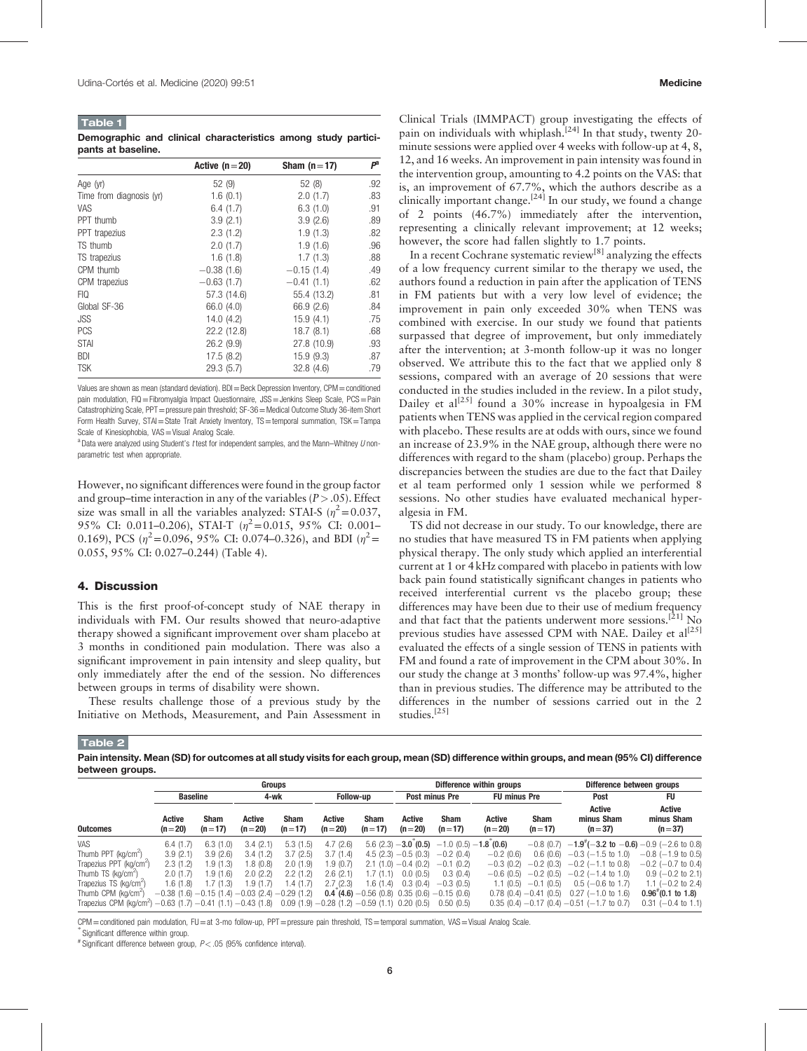**Table 1**

**Demographic and clinical characteristics among study participants at baseline.**

| | Active (n = 20) | Sham (n = 17) | P[a] |
|---|---|---|---|
| Age (yr) | 52 (9) | 52 (8) | .92 |
| Time from diagnosis (yr) | 1.6 (0.1) | 2.0 (1.7) | .83 |
| VAS | 6.4 (1.7) | 6.3 (1.0) | .91 |
| PPT thumb | 3.9 (2.1) | 3.9 (2.6) | .89 |
| PPT trapezius | 2.3 (1.2) | 1.9 (1.3) | .82 |
| TS thumb | 2.0 (1.7) | 1.9 (1.6) | .96 |
| TS trapezius | 1.6 (1.8) | 1.7 (1.3) | .88 |
| CPM thumb | −0.38 (1.6) | −0.15 (1.4) | .49 |
| CPM trapezius | −0.63 (1.7) | −0.41 (1.1) | .62 |
| FIQ | 57.3 (14.6) | 55.4 (13.2) | .81 |
| Global SF-36 | 66.0 (4.0) | 66.9 (2.6) | .84 |
| JSS | 14.0 (4.2) | 15.9 (4.1) | .75 |
| PCS | 22.2 (12.8) | 18.7 (8.1) | .68 |
| STAI | 26.2 (9.9) | 27.8 (10.9) | .93 |
| BDI | 17.5 (8.2) | 15.9 (9.3) | .87 |
| TSK | 29.3 (5.7) | 32.8 (4.6) | .79 |

Values are shown as mean (standard deviation). BDI = Beck Depression Inventory, CPM = conditioned pain modulation, FIQ = Fibromyalgia Impact Questionnaire, JSS = Jenkins Sleep Scale, PCS = Pain Catastrophizing Scale, PPT = pressure pain threshold; SF-36 = Medical Outcome Study 36-item Short Form Health Survey, STAI = State Trait Anxiety Inventory, TS = temporal summation, TSK = Tampa Scale of Kinesiophobia, VAS = Visual Analog Scale.

[a] Data were analyzed using Student's t test for independent samples, and the Mann–Whitney U nonparametric test when appropriate.

However, no significant differences were found in the group factor and group–time interaction in any of the variables ($P > .05$). Effect size was small in all the variables analyzed: STAI-S ($\eta^2 = 0.037$, 95% CI: 0.011–0.206), STAI-T ($\eta^2 = 0.015$, 95% CI: 0.001–0.169), PCS ($\eta^2 = 0.096$, 95% CI: 0.074–0.326), and BDI ($\eta^2 = 0.055$, 95% CI: 0.027–0.244) (Table 4).

## 4. Discussion

This is the first proof-of-concept study of NAE therapy in individuals with FM. Our results showed that neuro-adaptive therapy showed a significant improvement over sham placebo at 3 months in conditioned pain modulation. There was also a significant improvement in pain intensity and sleep quality, but only immediately after the end of the session. No differences between groups in terms of disability were shown.

These results challenge those of a previous study by the Initiative on Methods, Measurement, and Pain Assessment in Clinical Trials (IMMPACT) group investigating the effects of pain on individuals with whiplash.[24] In that study, twenty 20-minute sessions were applied over 4 weeks with follow-up at 4, 8, 12, and 16 weeks. An improvement in pain intensity was found in the intervention group, amounting to 4.2 points on the VAS: that is, an improvement of 67.7%, which the authors describe as a clinically important change.[24] In our study, we found a change of 2 points (46.7%) immediately after the intervention, representing a clinically relevant improvement; at 12 weeks; however, the score had fallen slightly to 1.7 points.

In a recent Cochrane systematic review[8] analyzing the effects of a low frequency current similar to the therapy we used, the authors found a reduction in pain after the application of TENS in FM patients but with a very low level of evidence; the improvement in pain only exceeded 30% when TENS was combined with exercise. In our study we found that patients surpassed that degree of improvement, but only immediately after the intervention; at 3-month follow-up it was no longer observed. We attribute this to the fact that we applied only 8 sessions, compared with an average of 20 sessions that were conducted in the studies included in the review. In a pilot study, Dailey et al[25] found a 30% increase in hypoalgesia in FM patients when TENS was applied in the cervical region compared with placebo. These results are at odds with ours, since we found an increase of 23.9% in the NAE group, although there were no differences with regard to the sham (placebo) group. Perhaps the discrepancies between the studies are due to the fact that Dailey et al team performed only 1 session while we performed 8 sessions. No other studies have evaluated mechanical hyperalgesia in FM.

TS did not decrease in our study. To our knowledge, there are no studies that have measured TS in FM patients when applying physical therapy. The only study which applied an interferential current at 1 or 4 kHz compared with placebo in patients with low back pain found statistically significant changes in patients who received interferential current vs the placebo group; these differences may have been due to their use of medium frequency and that fact that the patients underwent more sessions.[21] No previous studies have assessed CPM with NAE. Dailey et al[25] evaluated the effects of a single session of TENS in patients with FM and found a rate of improvement in the CPM about 30%. In our study the change at 3 months' follow-up was 97.4%, higher than in previous studies. The difference may be attributed to the differences in the number of sessions carried out in the 2 studies.[25]

**Table 2**

**Pain intensity. Mean (SD) for outcomes at all study visits for each group, mean (SD) difference within groups, and mean (95% CI) difference between groups.**

| | Groups | | | | | | Difference within groups | | | | Difference between groups | |
|---|---|---|---|---|---|---|---|---|---|---|---|---|
| | Baseline | | 4-wk | | Follow-up | | Post minus Pre | | FU minus Pre | | Post | FU |
| **Outcomes** | **Active (n = 20)** | **Sham (n = 17)** | **Active (n = 20)** | **Sham (n = 17)** | **Active (n = 20)** | **Sham (n = 17)** | **Active (n = 20)** | **Sham (n = 17)** | **Active (n = 20)** | **Sham (n = 17)** | **Active minus Sham (n = 37)** | **Active minus Sham (n = 37)** |
| VAS | 6.4 (1.7) | 6.3 (1.0) | 3.4 (2.1) | 5.3 (1.5) | 4.7 (2.6) | 5.6 (2.3) | **−3.0*(0.5)** | −1.0 (0.5) | **−1.8*(0.6)** | −0.8 (0.7) | **−1.9#(−3.2 to −0.6)** | −0.9 (−2.6 to 0.8) |
| Thumb PPT (kg/cm²) | 3.9 (2.1) | 3.9 (2.6) | 3.4 (1.2) | 3.7 (2.5) | 3.7 (1.4) | 4.5 (2.3) | −0.5 (0.3) | −0.2 (0.4) | −0.2 (0.6) | 0.6 (0.6) | −0.3 (−1.5 to 1.0) | −0.8 (−1.9 to 0.5) |
| Trapezius PPT (kg/cm²) | 2.3 (1.2) | 1.9 (1.3) | 1.8 (0.8) | 2.0 (1.9) | 1.9 (0.7) | 2.1 (1.0) | −0.4 (0.2) | −0.1 (0.2) | −0.3 (0.2) | −0.2 (0.3) | −0.2 (−1.1 to 0.8) | −0.2 (−0.7 to 0.4) |
| Thumb TS (kg/cm²) | 2.0 (1.7) | 1.9 (1.6) | 2.0 (2.2) | 2.2 (1.2) | 2.6 (2.1) | 1.7 (1.1) | 0.0 (0.5) | 0.3 (0.4) | −0.6 (0.5) | −0.2 (0.5) | −0.2 (−1.4 to 1.0) | 0.9 (−0.2 to 2.1) |
| Trapezius TS (kg/cm²) | 1.6 (1.8) | 1.7 (1.3) | 1.9 (1.7) | 1.4 (1.7) | 2.7 (2.3) | 1.6 (1.4) | 0.3 (0.4) | −0.3 (0.5) | 1.1 (0.5) | −0.1 (0.5) | 0.5 (−0.6 to 1.7) | 1.1 (−0.2 to 2.4) |
| Thumb CPM (kg/cm²) | −0.38 (1.6) | −0.15 (1.4) | −0.03 (2.4) | −0.29 (1.2) | **0.4*(4.6)** | −0.56 (0.8) | 0.35 (0.6) | −0.15 (0.6) | 0.78 (0.4) | −0.41 (0.5) | 0.27 (−1.0 to 1.6) | **0.96#(0.1 to 1.8)** |
| Trapezius CPM (kg/cm²) | −0.63 (1.7) | −0.41 (1.1) | −0.43 (1.8) | | 0.09 (1.9) | −0.28 (1.2) | −0.59 (1.1) | 0.20 (0.5) | 0.50 (0.5) | 0.35 (0.4) | −0.17 (0.4) | −0.51 (−1.7 to 0.7) | 0.31 (−0.4 to 1.1) |

CPM = conditioned pain modulation, FU = at 3-mo follow-up, PPT = pressure pain threshold, TS = temporal summation, VAS = Visual Analog Scale.

\* Significant difference within group.

\# Significant difference between group, $P < .05$ (95% confidence interval).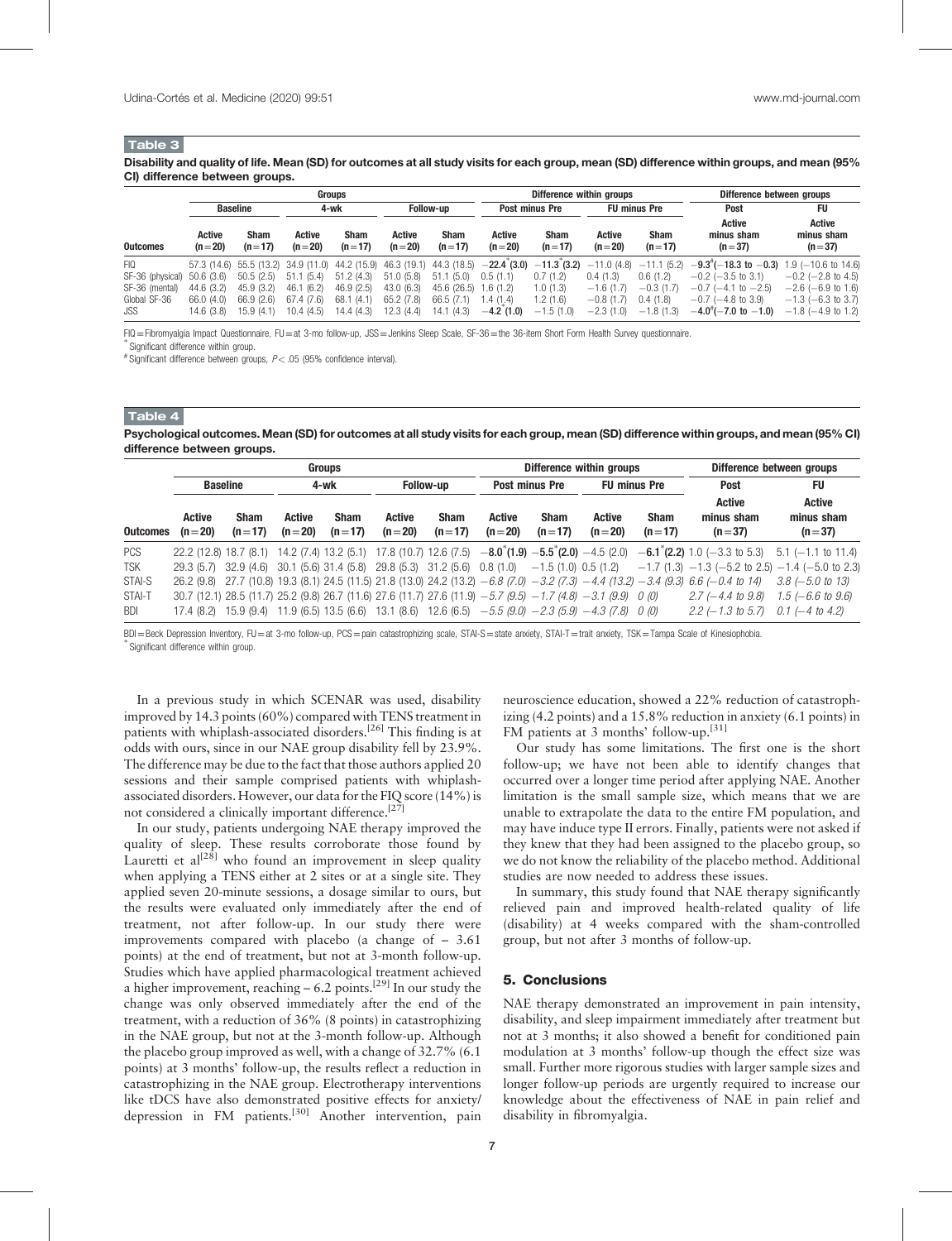**Table 3**

**Disability and quality of life. Mean (SD) for outcomes at all study visits for each group, mean (SD) difference within groups, and mean (95% CI) difference between groups.**

| | Groups | | | | | | Difference within groups | | | | Difference between groups | |
|---|---|---|---|---|---|---|---|---|---|---|---|---|
| | Baseline | | 4-wk | | Follow-up | | Post minus Pre | | FU minus Pre | | Post | FU |
| Outcomes | Active (n=20) | Sham (n=17) | Active (n=20) | Sham (n=17) | Active (n=20) | Sham (n=17) | Active (n=20) | Sham (n=17) | Active (n=20) | Sham (n=17) | Active minus sham (n=37) | Active minus sham (n=37) |
| FIQ | 57.3 (14.6) | 55.5 (13.2) | 34.9 (11.0) | 44.2 (15.9) | 46.3 (19.1) | 44.3 (18.5) | **−22.4*(3.0)** | **−11.3*(3.2)** | −11.0 (4.8) | −11.1 (5.2) | **−9.3#(−18.3 to −0.3)** | 1.9 (−10.6 to 14.6) |
| SF-36 (physical) | 50.6 (3.6) | 50.5 (2.5) | 51.1 (5.4) | 51.2 (4.3) | 51.0 (5.8) | 51.1 (5.0) | 0.5 (1.1) | 0.7 (1.2) | 0.4 (1.3) | 0.6 (1.2) | −0.2 (−3.5 to 3.1) | −0.2 (−2.8 to 4.5) |
| SF-36 (mental) | 44.6 (3.2) | 45.9 (3.2) | 46.1 (6.2) | 46.9 (2.5) | 43.0 (6.3) | 45.6 (26.5) | 1.6 (1.2) | 1.0 (1.3) | −1.6 (1.7) | −0.3 (1.7) | −0.7 (−4.1 to −2.5) | −2.6 (−6.9 to 1.6) |
| Global SF-36 | 66.0 (4.0) | 66.9 (2.6) | 67.4 (7.6) | 68.1 (4.1) | 65.2 (7.8) | 66.5 (7.1) | 1.4 (1.4) | 1.2 (1.6) | −0.8 (1.7) | 0.4 (1.8) | −0.7 (−4.8 to 3.9) | −1.3 (−6.3 to 3.7) |
| JSS | 14.6 (3.8) | 15.9 (4.1) | 10.4 (4.5) | 14.4 (4.3) | 12.3 (4.4) | 14.1 (4.3) | **−4.2*(1.0)** | −1.5 (1.0) | −2.3 (1.0) | −1.8 (1.3) | **−4.0#(−7.0 to −1.0)** | −1.8 (−4.9 to 1.2) |

FIQ = Fibromyalgia Impact Questionnaire, FU = at 3-mo follow-up, JSS = Jenkins Sleep Scale, SF-36 = the 36-item Short Form Health Survey questionnaire.
* Significant difference within group.
# Significant difference between groups, $P < .05$ (95% confidence interval).

**Table 4**

**Psychological outcomes. Mean (SD) for outcomes at all study visits for each group, mean (SD) difference within groups, and mean (95% CI) difference between groups.**

| | Groups | | | | | | Difference within groups | | | | Difference between groups | |
|---|---|---|---|---|---|---|---|---|---|---|---|---|
| | Baseline | | 4-wk | | Follow-up | | Post minus Pre | | FU minus Pre | | Post | FU |
| Outcomes | Active (n=20) | Sham (n=17) | Active (n=20) | Sham (n=17) | Active (n=20) | Sham (n=17) | Active (n=20) | Sham (n=17) | Active (n=20) | Sham (n=17) | Active minus sham (n=37) | Active minus sham (n=37) |
| PCS | 22.2 (12.8) | 18.7 (8.1) | 14.2 (7.4) | 13.2 (5.1) | 17.8 (10.7) | 12.6 (7.5) | **−8.0*(1.9)** | **−5.5*(2.0)** | −4.5 (2.0) | **−6.1*(2.2)** | 1.0 (−3.3 to 5.3) | 5.1 (−1.1 to 11.4) |
| TSK | 29.3 (5.7) | 32.9 (4.6) | 30.1 (5.6) | 31.4 (5.8) | 29.8 (5.3) | 31.2 (5.6) | 0.8 (1.0) | −1.5 (1.0) | 0.5 (1.2) | −1.7 (1.3) | −1.3 (−5.2 to 2.5) | −1.4 (−5.0 to 2.3) |
| STAI-S | 26.2 (9.8) | 27.7 (10.8) | 19.3 (8.1) | 24.5 (11.5) | 21.8 (13.0) | 24.2 (13.2) | *−6.8 (7.0)* | *−3.2 (7.3)* | *−4.4 (13.2)* | *−3.4 (9.3)* | *6.6 (−0.4 to 14)* | *3.8 (−5.0 to 13)* |
| STAI-T | 30.7 (12.1) | 28.5 (11.7) | 25.2 (9.8) | 26.7 (11.6) | 27.6 (11.7) | 27.6 (11.9) | *−5.7 (9.5)* | *−1.7 (4.8)* | *−3.1 (9.9)* | *0 (0)* | *2.7 (−4.4 to 9.8)* | *1.5 (−6.6 to 9.6)* |
| BDI | 17.4 (8.2) | 15.9 (9.4) | 11.9 (6.5) | 13.5 (6.6) | 13.1 (8.6) | 12.6 (6.5) | *−5.5 (9.0)* | *−2.3 (5.9)* | *−4.3 (7.8)* | *0 (0)* | *2.2 (−1.3 to 5.7)* | *0.1 (−4 to 4.2)* |

BDI = Beck Depression Inventory, FU = at 3-mo follow-up, PCS = pain catastrophizing scale, STAI-S = state anxiety, STAI-T = trait anxiety, TSK = Tampa Scale of Kinesiophobia.
* Significant difference within group.

In a previous study in which SCENAR was used, disability improved by 14.3 points (60%) compared with TENS treatment in patients with whiplash-associated disorders.[26] This finding is at odds with ours, since in our NAE group disability fell by 23.9%. The difference may be due to the fact that those authors applied 20 sessions and their sample comprised patients with whiplash-associated disorders. However, our data for the FIQ score (14%) is not considered a clinically important difference.[27]

In our study, patients undergoing NAE therapy improved the quality of sleep. These results corroborate those found by Lauretti et al[28] who found an improvement in sleep quality when applying a TENS either at 2 sites or at a single site. They applied seven 20-minute sessions, a dosage similar to ours, but the results were evaluated only immediately after the end of treatment, not after follow-up. In our study there were improvements compared with placebo (a change of – 3.61 points) at the end of treatment, but not at 3-month follow-up. Studies which have applied pharmacological treatment achieved a higher improvement, reaching – 6.2 points.[29] In our study the change was only observed immediately after the end of the treatment, with a reduction of 36% (8 points) in catastrophizing in the NAE group, but not at the 3-month follow-up. Although the placebo group improved as well, with a change of 32.7% (6.1 points) at 3 months' follow-up, the results reflect a reduction in catastrophizing in the NAE group. Electrotherapy interventions like tDCS have also demonstrated positive effects for anxiety/depression in FM patients.[30] Another intervention, pain neuroscience education, showed a 22% reduction of catastrophizing (4.2 points) and a 15.8% reduction in anxiety (6.1 points) in FM patients at 3 months' follow-up.[31]

Our study has some limitations. The first one is the short follow-up; we have not been able to identify changes that occurred over a longer time period after applying NAE. Another limitation is the small sample size, which means that we are unable to extrapolate the data to the entire FM population, and may have induce type II errors. Finally, patients were not asked if they knew that they had been assigned to the placebo group, so we do not know the reliability of the placebo method. Additional studies are now needed to address these issues.

In summary, this study found that NAE therapy significantly relieved pain and improved health-related quality of life (disability) at 4 weeks compared with the sham-controlled group, but not after 3 months of follow-up.

## 5. Conclusions

NAE therapy demonstrated an improvement in pain intensity, disability, and sleep impairment immediately after treatment but not at 3 months; it also showed a benefit for conditioned pain modulation at 3 months' follow-up though the effect size was small. Further more rigorous studies with larger sample sizes and longer follow-up periods are urgently required to increase our knowledge about the effectiveness of NAE in pain relief and disability in fibromyalgia.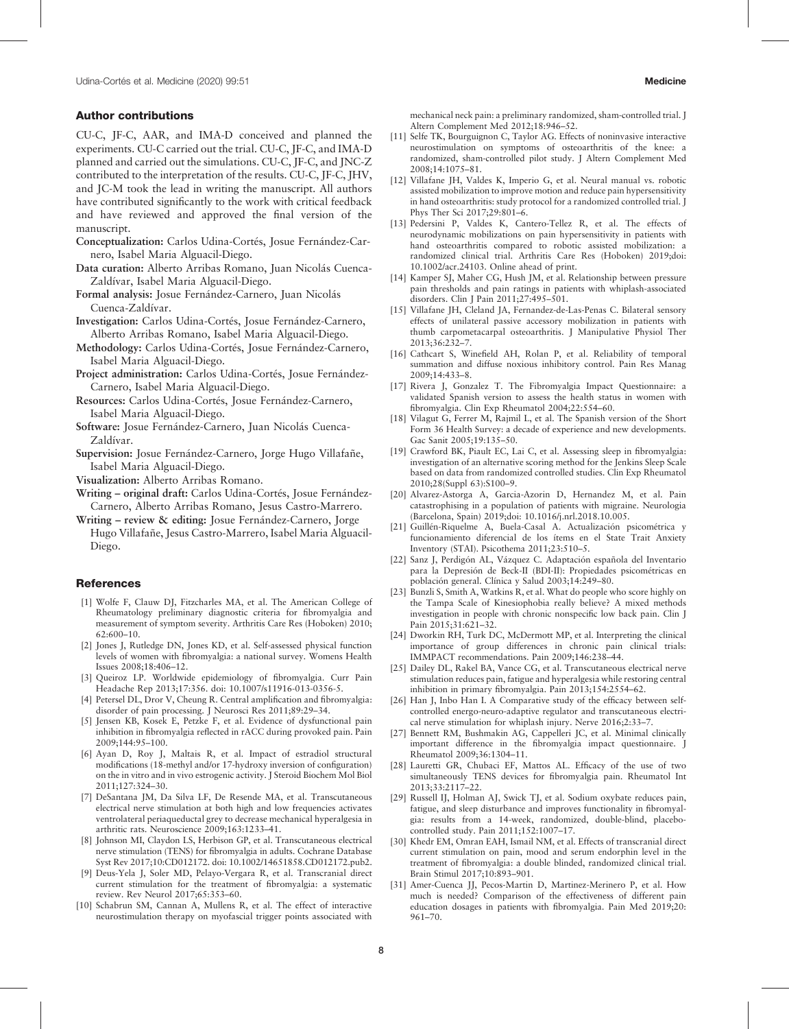## Author contributions

CU-C, JF-C, AAR, and IMA-D conceived and planned the experiments. CU-C carried out the trial. CU-C, JF-C, and IMA-D planned and carried out the simulations. CU-C, JF-C, and JNC-Z contributed to the interpretation of the results. CU-C, JF-C, JHV, and JC-M took the lead in writing the manuscript. All authors have contributed significantly to the work with critical feedback and have reviewed and approved the final version of the manuscript.

**Conceptualization:** Carlos Udina-Cortés, Josue Fernández-Carnero, Isabel Maria Alguacil-Diego.

**Data curation:** Alberto Arribas Romano, Juan Nicolás Cuenca-Zaldívar, Isabel Maria Alguacil-Diego.

**Formal analysis:** Josue Fernández-Carnero, Juan Nicolás Cuenca-Zaldívar.

**Investigation:** Carlos Udina-Cortés, Josue Fernández-Carnero, Alberto Arribas Romano, Isabel Maria Alguacil-Diego.

**Methodology:** Carlos Udina-Cortés, Josue Fernández-Carnero, Isabel Maria Alguacil-Diego.

**Project administration:** Carlos Udina-Cortés, Josue Fernández-Carnero, Isabel Maria Alguacil-Diego.

**Resources:** Carlos Udina-Cortés, Josue Fernández-Carnero, Isabel Maria Alguacil-Diego.

**Software:** Josue Fernández-Carnero, Juan Nicolás Cuenca-Zaldívar.

**Supervision:** Josue Fernández-Carnero, Jorge Hugo Villafañe, Isabel Maria Alguacil-Diego.

**Visualization:** Alberto Arribas Romano.

**Writing – original draft:** Carlos Udina-Cortés, Josue Fernández-Carnero, Alberto Arribas Romano, Jesus Castro-Marrero.

**Writing – review & editing:** Josue Fernández-Carnero, Jorge Hugo Villafañe, Jesus Castro-Marrero, Isabel Maria Alguacil-Diego.

## References

[1] Wolfe F, Clauw DJ, Fitzcharles MA, et al. The American College of Rheumatology preliminary diagnostic criteria for fibromyalgia and measurement of symptom severity. Arthritis Care Res (Hoboken) 2010; 62:600–10.

[2] Jones J, Rutledge DN, Jones KD, et al. Self-assessed physical function levels of women with fibromyalgia: a national survey. Womens Health Issues 2008;18:406–12.

[3] Queiroz LP. Worldwide epidemiology of fibromyalgia. Curr Pain Headache Rep 2013;17:356. doi: 10.1007/s11916-013-0356-5.

[4] Petersel DL, Dror V, Cheung R. Central amplification and fibromyalgia: disorder of pain processing. J Neurosci Res 2011;89:29–34.

[5] Jensen KB, Kosek E, Petzke F, et al. Evidence of dysfunctional pain inhibition in fibromyalgia reflected in rACC during provoked pain. Pain 2009;144:95–100.

[6] Ayan D, Roy J, Maltais R, et al. Impact of estradiol structural modifications (18-methyl and/or 17-hydroxy inversion of configuration) on the in vitro and in vivo estrogenic activity. J Steroid Biochem Mol Biol 2011;127:324–30.

[7] DeSantana JM, Da Silva LF, De Resende MA, et al. Transcutaneous electrical nerve stimulation at both high and low frequencies activates ventrolateral periaqueductal grey to decrease mechanical hyperalgesia in arthritic rats. Neuroscience 2009;163:1233–41.

[8] Johnson MI, Claydon LS, Herbison GP, et al. Transcutaneous electrical nerve stimulation (TENS) for fibromyalgia in adults. Cochrane Database Syst Rev 2017;10:CD012172. doi: 10.1002/14651858.CD012172.pub2.

[9] Deus-Yela J, Soler MD, Pelayo-Vergara R, et al. Transcranial direct current stimulation for the treatment of fibromyalgia: a systematic review. Rev Neurol 2017;65:353–60.

[10] Schabrun SM, Cannan A, Mullens R, et al. The effect of interactive neurostimulation therapy on myofascial trigger points associated with mechanical neck pain: a preliminary randomized, sham-controlled trial. J Altern Complement Med 2012;18:946–52.

[11] Selfe TK, Bourguignon C, Taylor AG. Effects of noninvasive interactive neurostimulation on symptoms of osteoarthritis of the knee: a randomized, sham-controlled pilot study. J Altern Complement Med 2008;14:1075–81.

[12] Villafane JH, Valdes K, Imperio G, et al. Neural manual vs. robotic assisted mobilization to improve motion and reduce pain hypersensitivity in hand osteoarthritis: study protocol for a randomized controlled trial. J Phys Ther Sci 2017;29:801–6.

[13] Pedersini P, Valdes K, Cantero-Tellez R, et al. The effects of neurodynamic mobilizations on pain hypersensitivity in patients with hand osteoarthritis compared to robotic assisted mobilization: a randomized clinical trial. Arthritis Care Res (Hoboken) 2019;doi: 10.1002/acr.24103. Online ahead of print.

[14] Kamper SJ, Maher CG, Hush JM, et al. Relationship between pressure pain thresholds and pain ratings in patients with whiplash-associated disorders. Clin J Pain 2011;27:495–501.

[15] Villafane JH, Cleland JA, Fernandez-de-Las-Penas C. Bilateral sensory effects of unilateral passive accessory mobilization in patients with thumb carpometacarpal osteoarthritis. J Manipulative Physiol Ther 2013;36:232–7.

[16] Cathcart S, Winefield AH, Rolan P, et al. Reliability of temporal summation and diffuse noxious inhibitory control. Pain Res Manag 2009;14:433–8.

[17] Rivera J, Gonzalez T. The Fibromyalgia Impact Questionnaire: a validated Spanish version to assess the health status in women with fibromyalgia. Clin Exp Rheumatol 2004;22:554–60.

[18] Vilagut G, Ferrer M, Rajmil L, et al. The Spanish version of the Short Form 36 Health Survey: a decade of experience and new developments. Gac Sanit 2005;19:135–50.

[19] Crawford BK, Piault EC, Lai C, et al. Assessing sleep in fibromyalgia: investigation of an alternative scoring method for the Jenkins Sleep Scale based on data from randomized controlled studies. Clin Exp Rheumatol 2010;28(Suppl 63):S100–9.

[20] Alvarez-Astorga A, Garcia-Azorin D, Hernandez M, et al. Pain catastrophising in a population of patients with migraine. Neurologia (Barcelona, Spain) 2019;doi: 10.1016/j.nrl.2018.10.005.

[21] Guillén-Riquelme A, Buela-Casal A. Actualización psicométrica y funcionamiento diferencial de los ítems en el State Trait Anxiety Inventory (STAI). Psicothema 2011;23:510–5.

[22] Sanz J, Perdigón AL, Vázquez C. Adaptación española del Inventario para la Depresión de Beck-II (BDI-II): Propiedades psicométricas en población general. Clínica y Salud 2003;14:249–80.

[23] Bunzli S, Smith A, Watkins R, et al. What do people who score highly on the Tampa Scale of Kinesiophobia really believe? A mixed methods investigation in people with chronic nonspecific low back pain. Clin J Pain 2015;31:621–32.

[24] Dworkin RH, Turk DC, McDermott MP, et al. Interpreting the clinical importance of group differences in chronic pain clinical trials: IMMPACT recommendations. Pain 2009;146:238–44.

[25] Dailey DL, Rakel BA, Vance CG, et al. Transcutaneous electrical nerve stimulation reduces pain, fatigue and hyperalgesia while restoring central inhibition in primary fibromyalgia. Pain 2013;154:2554–62.

[26] Han J, Inbo Han I. A Comparative study of the efficacy between self-controlled energo-neuro-adaptive regulator and transcutaneous electrical nerve stimulation for whiplash injury. Nerve 2016;2:33–7.

[27] Bennett RM, Bushmakin AG, Cappelleri JC, et al. Minimal clinically important difference in the fibromyalgia impact questionnaire. J Rheumatol 2009;36:1304–11.

[28] Lauretti GR, Chubaci EF, Mattos AL. Efficacy of the use of two simultaneously TENS devices for fibromyalgia pain. Rheumatol Int 2013;33:2117–22.

[29] Russell IJ, Holman AJ, Swick TJ, et al. Sodium oxybate reduces pain, fatigue, and sleep disturbance and improves functionality in fibromyalgia: results from a 14-week, randomized, double-blind, placebo-controlled study. Pain 2011;152:1007–17.

[30] Khedr EM, Omran EAH, Ismail NM, et al. Effects of transcranial direct current stimulation on pain, mood and serum endorphin level in the treatment of fibromyalgia: a double blinded, randomized clinical trial. Brain Stimul 2017;10:893–901.

[31] Amer-Cuenca JJ, Pecos-Martin D, Martinez-Merinero P, et al. How much is needed? Comparison of the effectiveness of different pain education dosages in patients with fibromyalgia. Pain Med 2019;20: 961–70.